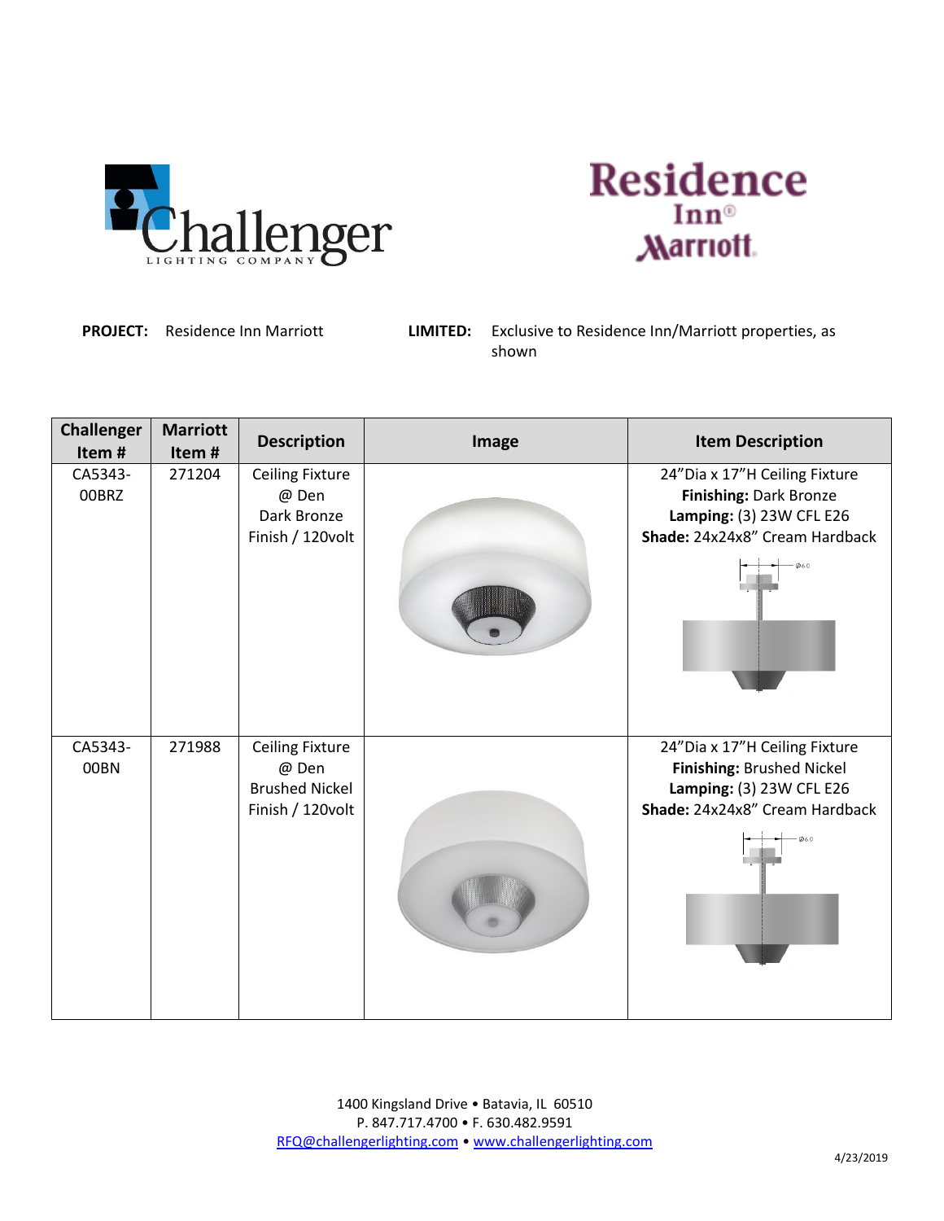**PROJECT:** Residence Inn Marriott

**LIMITED:** Exclusive to Residence Inn/Marriott properties, as shown

| Challenger Item # | Marriott Item # | Description | Image | Item Description |
|---|---|---|---|---|
| CA5343-00BRZ | 271204 | Ceiling Fixture @ Den Dark Bronze Finish / 120volt | | 24"Dia x 17"H Ceiling Fixture **Finishing:** Dark Bronze **Lamping:** (3) 23W CFL E26 **Shade:** 24x24x8" Cream Hardback |
| CA5343-00BN | 271988 | Ceiling Fixture @ Den Brushed Nickel Finish / 120volt | | 24"Dia x 17"H Ceiling Fixture **Finishing:** Brushed Nickel **Lamping:** (3) 23W CFL E26 **Shade:** 24x24x8" Cream Hardback |

1400 Kingsland Drive • Batavia, IL 60510
P. 847.717.4700 • F. 630.482.9591
RFQ@challengerlighting.com • www.challengerlighting.com

4/23/2019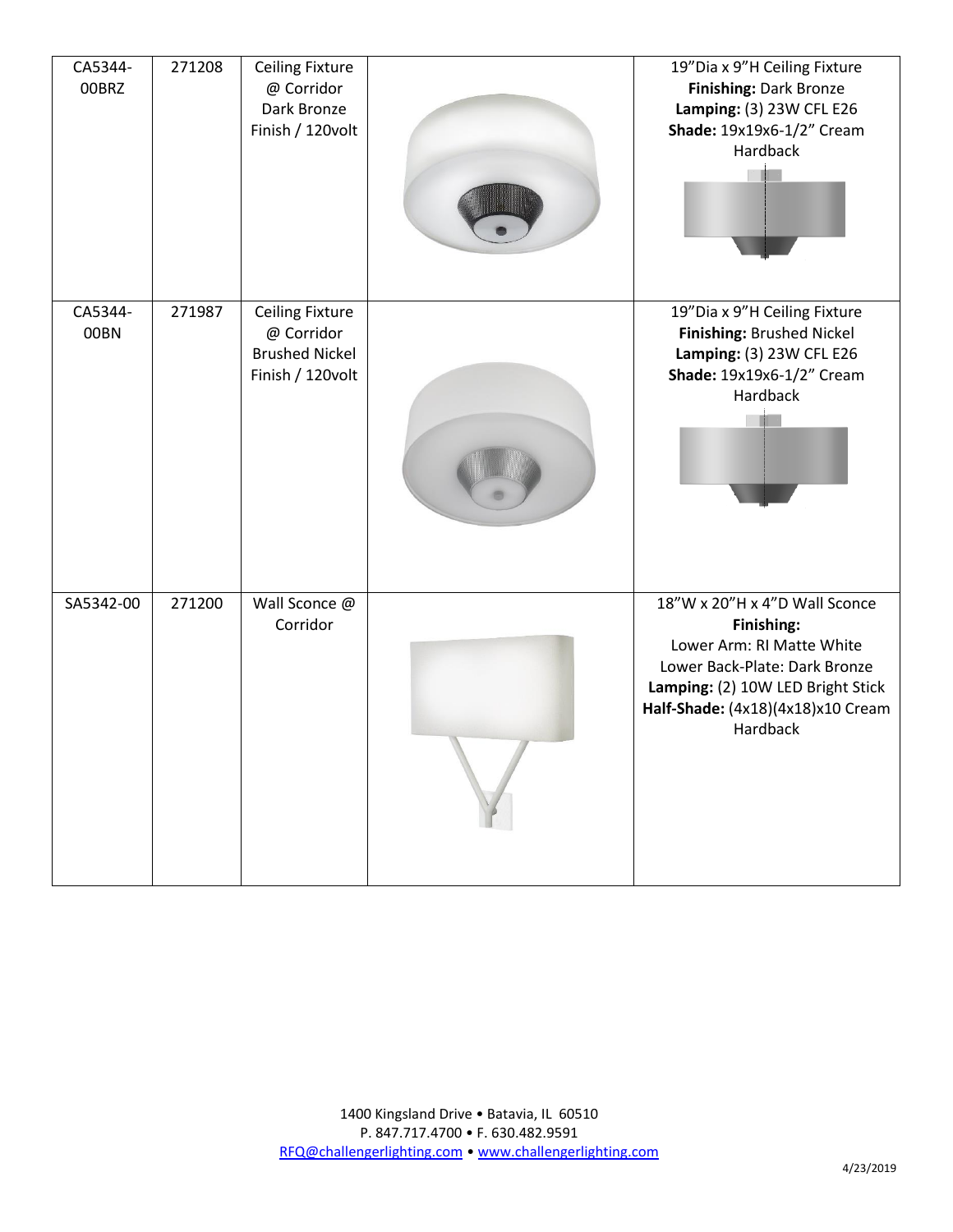| | | | | |
|---|---|---|---|---|
| CA5344-00BRZ | 271208 | Ceiling Fixture @ Corridor Dark Bronze Finish / 120volt | | 19"Dia x 9"H Ceiling Fixture<br>**Finishing:** Dark Bronze<br>**Lamping:** (3) 23W CFL E26<br>**Shade:** 19x19x6-1/2" Cream Hardback |
| CA5344-00BN | 271987 | Ceiling Fixture @ Corridor Brushed Nickel Finish / 120volt | | 19"Dia x 9"H Ceiling Fixture<br>**Finishing:** Brushed Nickel<br>**Lamping:** (3) 23W CFL E26<br>**Shade:** 19x19x6-1/2" Cream Hardback |
| SA5342-00 | 271200 | Wall Sconce @ Corridor | | 18"W x 20"H x 4"D Wall Sconce<br>**Finishing:**<br>Lower Arm: RI Matte White<br>Lower Back-Plate: Dark Bronze<br>**Lamping:** (2) 10W LED Bright Stick<br>**Half-Shade:** (4x18)(4x18)x10 Cream Hardback |

1400 Kingsland Drive • Batavia, IL 60510
P. 847.717.4700 • F. 630.482.9591
RFQ@challengerlighting.com • www.challengerlighting.com

4/23/2019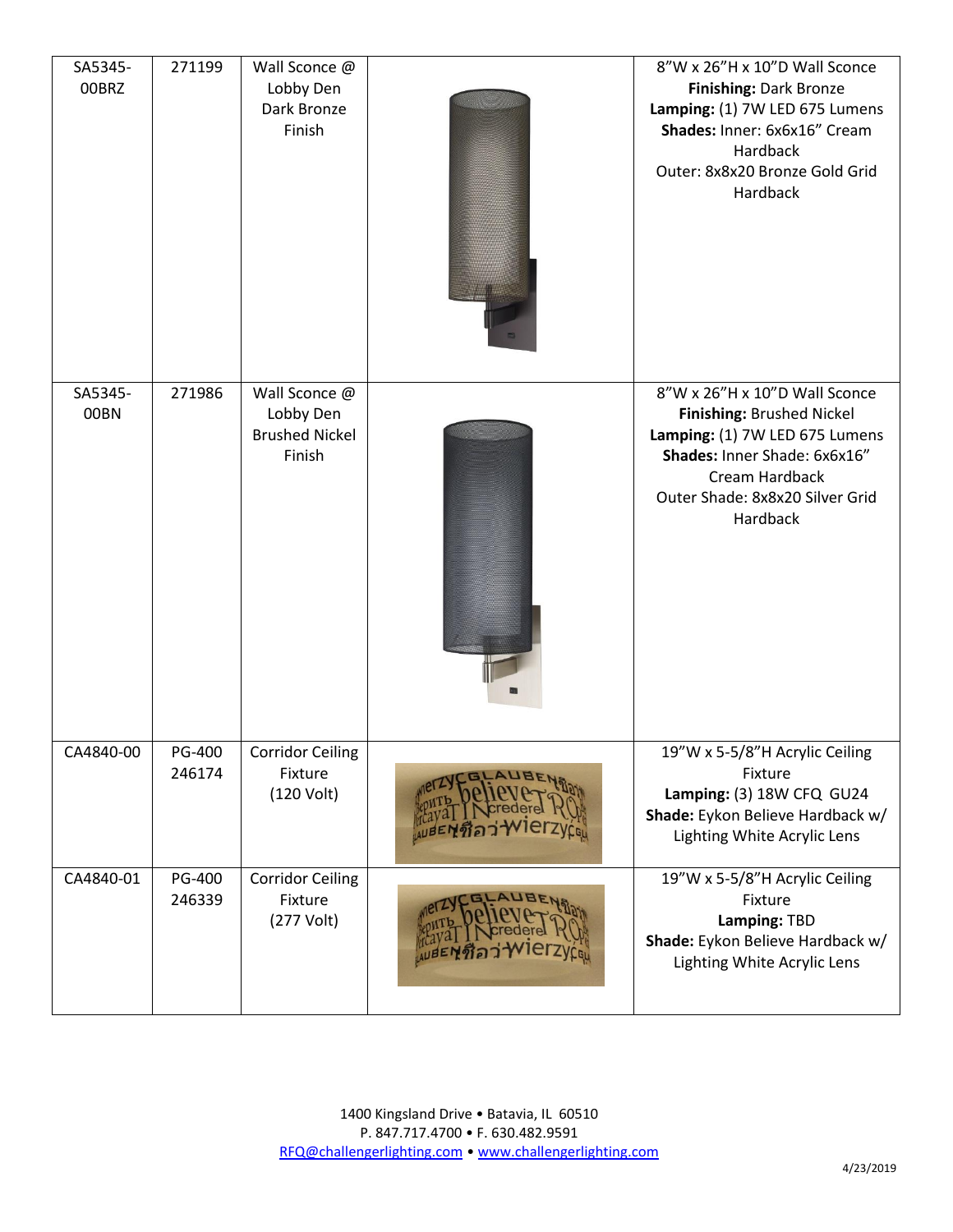| | | | | |
|---|---|---|---|---|
| SA5345-00BRZ | 271199 | Wall Sconce @ Lobby Den Dark Bronze Finish | | 8"W x 26"H x 10"D Wall Sconce<br>**Finishing:** Dark Bronze<br>**Lamping:** (1) 7W LED 675 Lumens<br>**Shades:** Inner: 6x6x16" Cream Hardback<br>Outer: 8x8x20 Bronze Gold Grid Hardback |
| SA5345-00BN | 271986 | Wall Sconce @ Lobby Den Brushed Nickel Finish | | 8"W x 26"H x 10"D Wall Sconce<br>**Finishing:** Brushed Nickel<br>**Lamping:** (1) 7W LED 675 Lumens<br>**Shades:** Inner Shade: 6x6x16" Cream Hardback<br>Outer Shade: 8x8x20 Silver Grid Hardback |
| CA4840-00 | PG-400 246174 | Corridor Ceiling Fixture (120 Volt) | | 19"W x 5-5/8"H Acrylic Ceiling Fixture<br>**Lamping:** (3) 18W CFQ GU24<br>**Shade:** Eykon Believe Hardback w/ Lighting White Acrylic Lens |
| CA4840-01 | PG-400 246339 | Corridor Ceiling Fixture (277 Volt) | | 19"W x 5-5/8"H Acrylic Ceiling Fixture<br>**Lamping:** TBD<br>**Shade:** Eykon Believe Hardback w/ Lighting White Acrylic Lens |

1400 Kingsland Drive • Batavia, IL 60510
P. 847.717.4700 • F. 630.482.9591
RFQ@challengerlighting.com • www.challengerlighting.com

4/23/2019